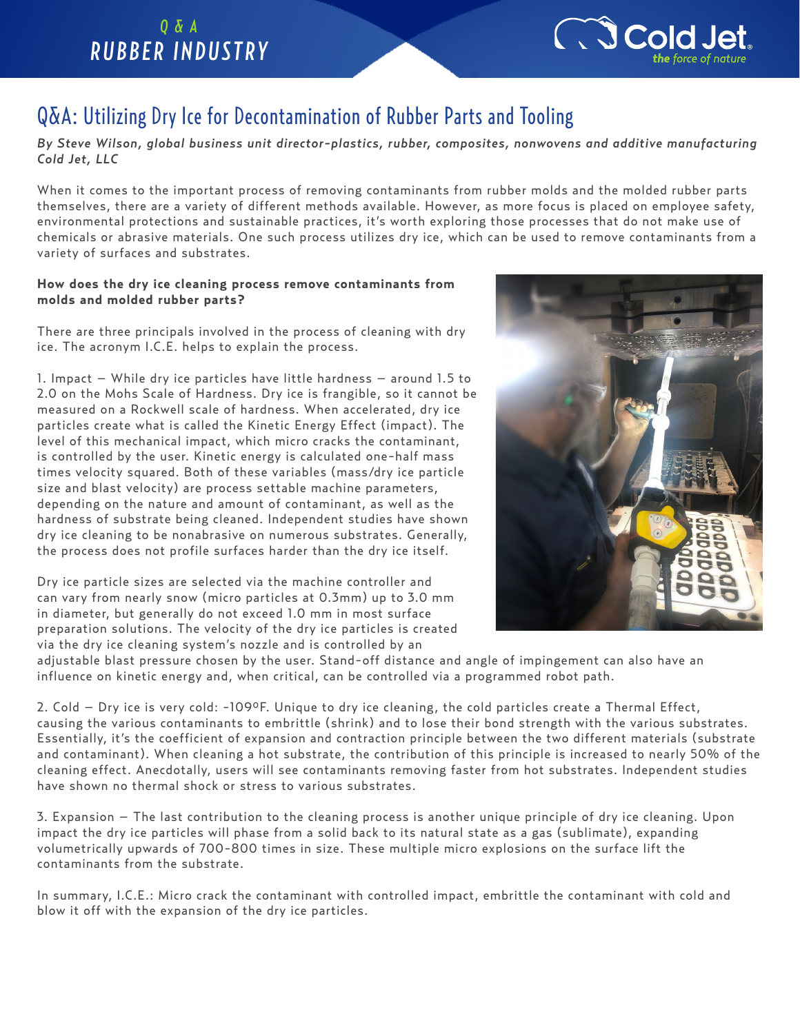Q & A
RUBBER INDUSTRY

# Q&A: Utilizing Dry Ice for Decontamination of Rubber Parts and Tooling

***By Steve Wilson, global business unit director-plastics, rubber, composites, nonwovens and additive manufacturing Cold Jet, LLC***

When it comes to the important process of removing contaminants from rubber molds and the molded rubber parts themselves, there are a variety of different methods available. However, as more focus is placed on employee safety, environmental protections and sustainable practices, it's worth exploring those processes that do not make use of chemicals or abrasive materials. One such process utilizes dry ice, which can be used to remove contaminants from a variety of surfaces and substrates.

**How does the dry ice cleaning process remove contaminants from molds and molded rubber parts?**

There are three principals involved in the process of cleaning with dry ice. The acronym I.C.E. helps to explain the process.

1. Impact – While dry ice particles have little hardness – around 1.5 to 2.0 on the Mohs Scale of Hardness. Dry ice is frangible, so it cannot be measured on a Rockwell scale of hardness. When accelerated, dry ice particles create what is called the Kinetic Energy Effect (impact). The level of this mechanical impact, which micro cracks the contaminant, is controlled by the user. Kinetic energy is calculated one-half mass times velocity squared. Both of these variables (mass/dry ice particle size and blast velocity) are process settable machine parameters, depending on the nature and amount of contaminant, as well as the hardness of substrate being cleaned. Independent studies have shown dry ice cleaning to be nonabrasive on numerous substrates. Generally, the process does not profile surfaces harder than the dry ice itself.

Dry ice particle sizes are selected via the machine controller and can vary from nearly snow (micro particles at 0.3mm) up to 3.0 mm in diameter, but generally do not exceed 1.0 mm in most surface preparation solutions. The velocity of the dry ice particles is created via the dry ice cleaning system's nozzle and is controlled by an adjustable blast pressure chosen by the user. Stand-off distance and angle of impingement can also have an influence on kinetic energy and, when critical, can be controlled via a programmed robot path.

2. Cold – Dry ice is very cold: -109ºF. Unique to dry ice cleaning, the cold particles create a Thermal Effect, causing the various contaminants to embrittle (shrink) and to lose their bond strength with the various substrates. Essentially, it's the coefficient of expansion and contraction principle between the two different materials (substrate and contaminant). When cleaning a hot substrate, the contribution of this principle is increased to nearly 50% of the cleaning effect. Anecdotally, users will see contaminants removing faster from hot substrates. Independent studies have shown no thermal shock or stress to various substrates.

3. Expansion – The last contribution to the cleaning process is another unique principle of dry ice cleaning. Upon impact the dry ice particles will phase from a solid back to its natural state as a gas (sublimate), expanding volumetrically upwards of 700-800 times in size. These multiple micro explosions on the surface lift the contaminants from the substrate.

In summary, I.C.E.: Micro crack the contaminant with controlled impact, embrittle the contaminant with cold and blow it off with the expansion of the dry ice particles.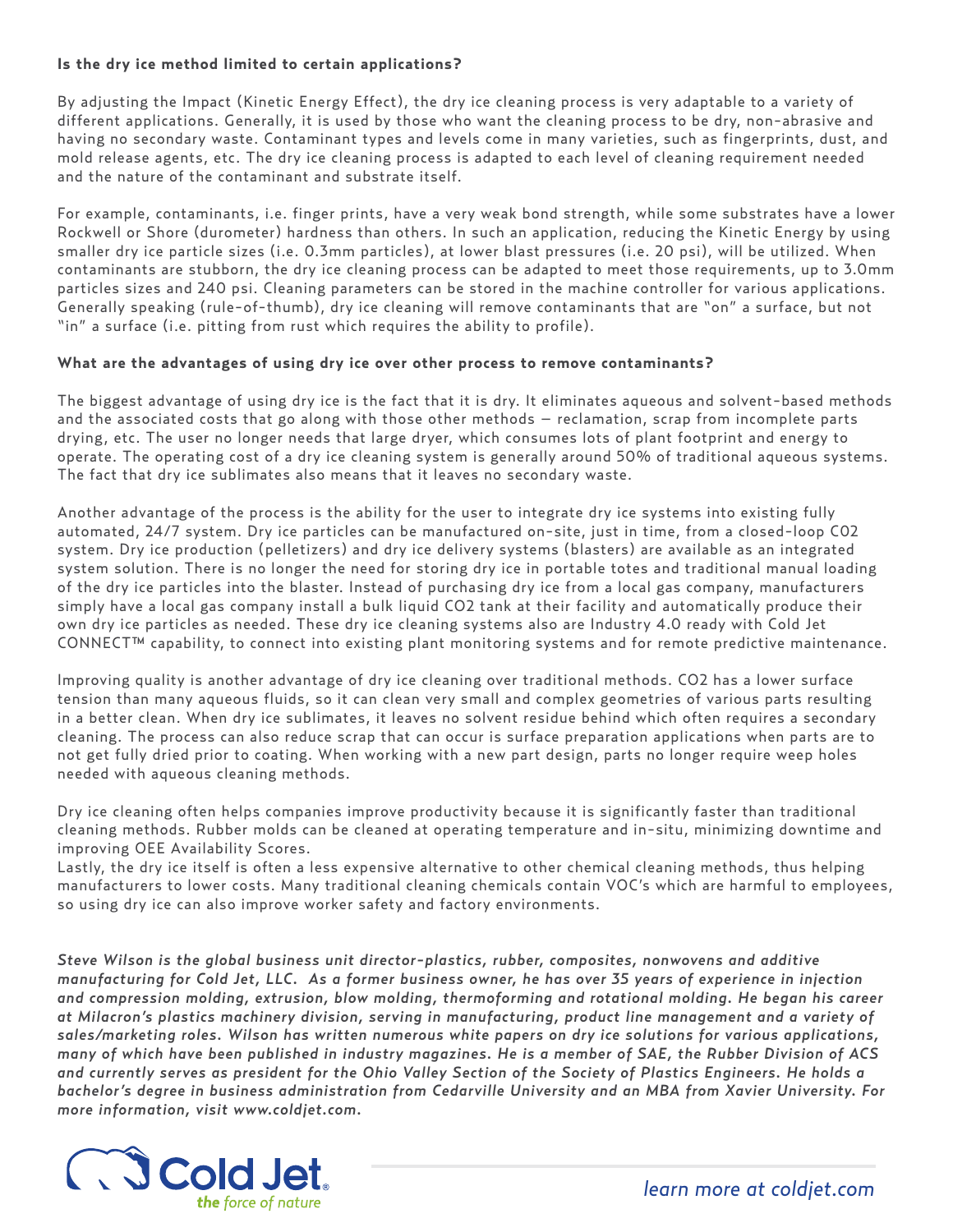**Is the dry ice method limited to certain applications?**

By adjusting the Impact (Kinetic Energy Effect), the dry ice cleaning process is very adaptable to a variety of different applications. Generally, it is used by those who want the cleaning process to be dry, non-abrasive and having no secondary waste. Contaminant types and levels come in many varieties, such as fingerprints, dust, and mold release agents, etc. The dry ice cleaning process is adapted to each level of cleaning requirement needed and the nature of the contaminant and substrate itself.

For example, contaminants, i.e. finger prints, have a very weak bond strength, while some substrates have a lower Rockwell or Shore (durometer) hardness than others. In such an application, reducing the Kinetic Energy by using smaller dry ice particle sizes (i.e. 0.3mm particles), at lower blast pressures (i.e. 20 psi), will be utilized. When contaminants are stubborn, the dry ice cleaning process can be adapted to meet those requirements, up to 3.0mm particles sizes and 240 psi. Cleaning parameters can be stored in the machine controller for various applications. Generally speaking (rule-of-thumb), dry ice cleaning will remove contaminants that are "on" a surface, but not "in" a surface (i.e. pitting from rust which requires the ability to profile).

**What are the advantages of using dry ice over other process to remove contaminants?**

The biggest advantage of using dry ice is the fact that it is dry. It eliminates aqueous and solvent-based methods and the associated costs that go along with those other methods – reclamation, scrap from incomplete parts drying, etc. The user no longer needs that large dryer, which consumes lots of plant footprint and energy to operate. The operating cost of a dry ice cleaning system is generally around 50% of traditional aqueous systems. The fact that dry ice sublimates also means that it leaves no secondary waste.

Another advantage of the process is the ability for the user to integrate dry ice systems into existing fully automated, 24/7 system. Dry ice particles can be manufactured on-site, just in time, from a closed-loop $CO_2$ system. Dry ice production (pelletizers) and dry ice delivery systems (blasters) are available as an integrated system solution. There is no longer the need for storing dry ice in portable totes and traditional manual loading of the dry ice particles into the blaster. Instead of purchasing dry ice from a local gas company, manufacturers simply have a local gas company install a bulk liquid $CO_2$ tank at their facility and automatically produce their own dry ice particles as needed. These dry ice cleaning systems also are Industry 4.0 ready with Cold Jet CONNECT™ capability, to connect into existing plant monitoring systems and for remote predictive maintenance.

Improving quality is another advantage of dry ice cleaning over traditional methods. $CO_2$ has a lower surface tension than many aqueous fluids, so it can clean very small and complex geometries of various parts resulting in a better clean. When dry ice sublimates, it leaves no solvent residue behind which often requires a secondary cleaning. The process can also reduce scrap that can occur is surface preparation applications when parts are to not get fully dried prior to coating. When working with a new part design, parts no longer require weep holes needed with aqueous cleaning methods.

Dry ice cleaning often helps companies improve productivity because it is significantly faster than traditional cleaning methods. Rubber molds can be cleaned at operating temperature and in-situ, minimizing downtime and improving OEE Availability Scores.

Lastly, the dry ice itself is often a less expensive alternative to other chemical cleaning methods, thus helping manufacturers to lower costs. Many traditional cleaning chemicals contain VOC's which are harmful to employees, so using dry ice can also improve worker safety and factory environments.

***Steve Wilson is the global business unit director-plastics, rubber, composites, nonwovens and additive manufacturing for Cold Jet, LLC. As a former business owner, he has over 35 years of experience in injection and compression molding, extrusion, blow molding, thermoforming and rotational molding. He began his career at Milacron's plastics machinery division, serving in manufacturing, product line management and a variety of sales/marketing roles. Wilson has written numerous white papers on dry ice solutions for various applications, many of which have been published in industry magazines. He is a member of SAE, the Rubber Division of ACS and currently serves as president for the Ohio Valley Section of the Society of Plastics Engineers. He holds a bachelor's degree in business administration from Cedarville University and an MBA from Xavier University. For more information, visit www.coldjet.com.***

Cold Jet
*the force of nature*

*learn more at coldjet.com*